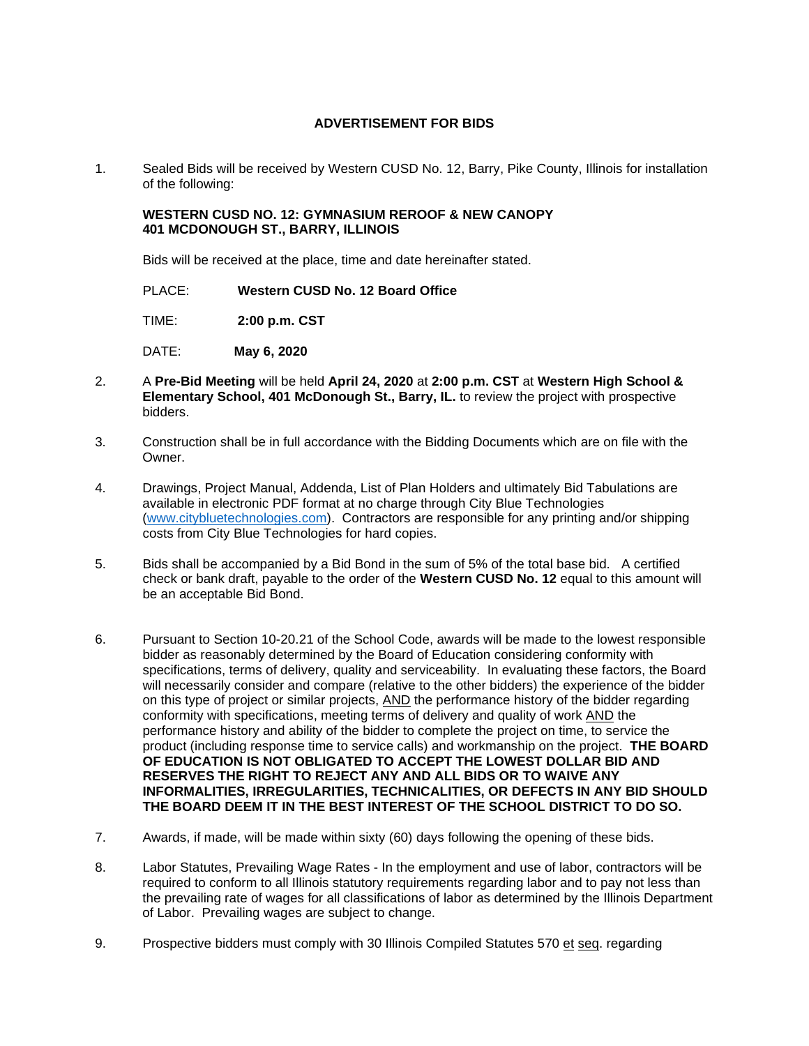# ADVERTISEMENT FOR BIDS

1. Sealed Bids will be received by Western CUSD No. 12, Barry, Pike County, Illinois for installation of the following:

   **WESTERN CUSD NO. 12: GYMNASIUM REROOF & NEW CANOPY**
   **401 MCDONOUGH ST., BARRY, ILLINOIS**

   Bids will be received at the place, time and date hereinafter stated.

   PLACE: **Western CUSD No. 12 Board Office**

   TIME: **2:00 p.m. CST**

   DATE: **May 6, 2020**

2. A **Pre-Bid Meeting** will be held **April 24, 2020** at **2:00 p.m. CST** at **Western High School & Elementary School, 401 McDonough St., Barry, IL.** to review the project with prospective bidders.

3. Construction shall be in full accordance with the Bidding Documents which are on file with the Owner.

4. Drawings, Project Manual, Addenda, List of Plan Holders and ultimately Bid Tabulations are available in electronic PDF format at no charge through City Blue Technologies (www.citybluetechnologies.com). Contractors are responsible for any printing and/or shipping costs from City Blue Technologies for hard copies.

5. Bids shall be accompanied by a Bid Bond in the sum of 5% of the total base bid. A certified check or bank draft, payable to the order of the **Western CUSD No. 12** equal to this amount will be an acceptable Bid Bond.

6. Pursuant to Section 10-20.21 of the School Code, awards will be made to the lowest responsible bidder as reasonably determined by the Board of Education considering conformity with specifications, terms of delivery, quality and serviceability. In evaluating these factors, the Board will necessarily consider and compare (relative to the other bidders) the experience of the bidder on this type of project or similar projects, AND the performance history of the bidder regarding conformity with specifications, meeting terms of delivery and quality of work AND the performance history and ability of the bidder to complete the project on time, to service the product (including response time to service calls) and workmanship on the project. **THE BOARD OF EDUCATION IS NOT OBLIGATED TO ACCEPT THE LOWEST DOLLAR BID AND RESERVES THE RIGHT TO REJECT ANY AND ALL BIDS OR TO WAIVE ANY INFORMALITIES, IRREGULARITIES, TECHNICALITIES, OR DEFECTS IN ANY BID SHOULD THE BOARD DEEM IT IN THE BEST INTEREST OF THE SCHOOL DISTRICT TO DO SO.**

7. Awards, if made, will be made within sixty (60) days following the opening of these bids.

8. Labor Statutes, Prevailing Wage Rates - In the employment and use of labor, contractors will be required to conform to all Illinois statutory requirements regarding labor and to pay not less than the prevailing rate of wages for all classifications of labor as determined by the Illinois Department of Labor. Prevailing wages are subject to change.

9. Prospective bidders must comply with 30 Illinois Compiled Statutes 570 et seq. regarding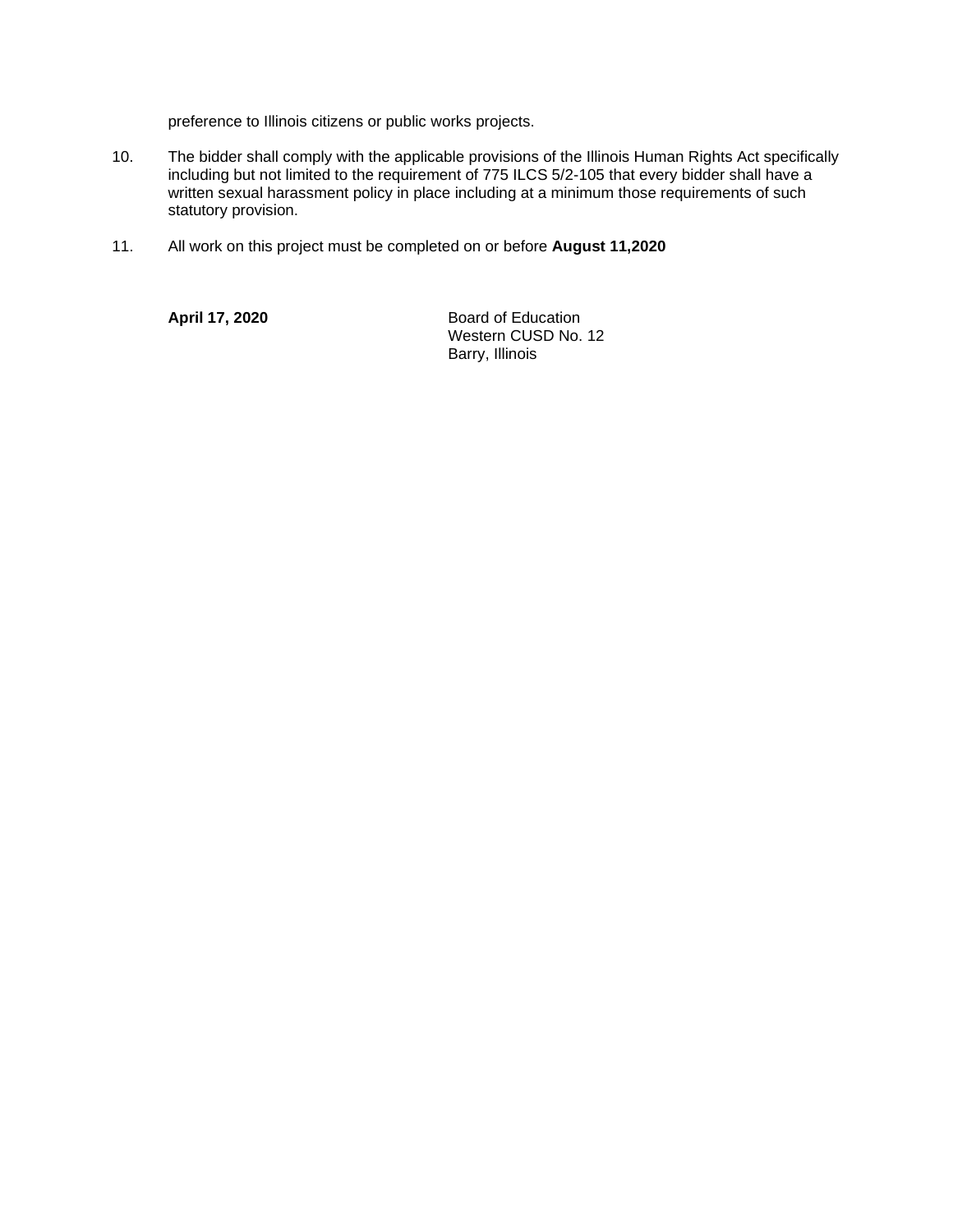preference to Illinois citizens or public works projects.

10. The bidder shall comply with the applicable provisions of the Illinois Human Rights Act specifically including but not limited to the requirement of 775 ILCS 5/2-105 that every bidder shall have a written sexual harassment policy in place including at a minimum those requirements of such statutory provision.

11. All work on this project must be completed on or before **August 11,2020**

**April 17, 2020**

Board of Education
Western CUSD No. 12
Barry, Illinois